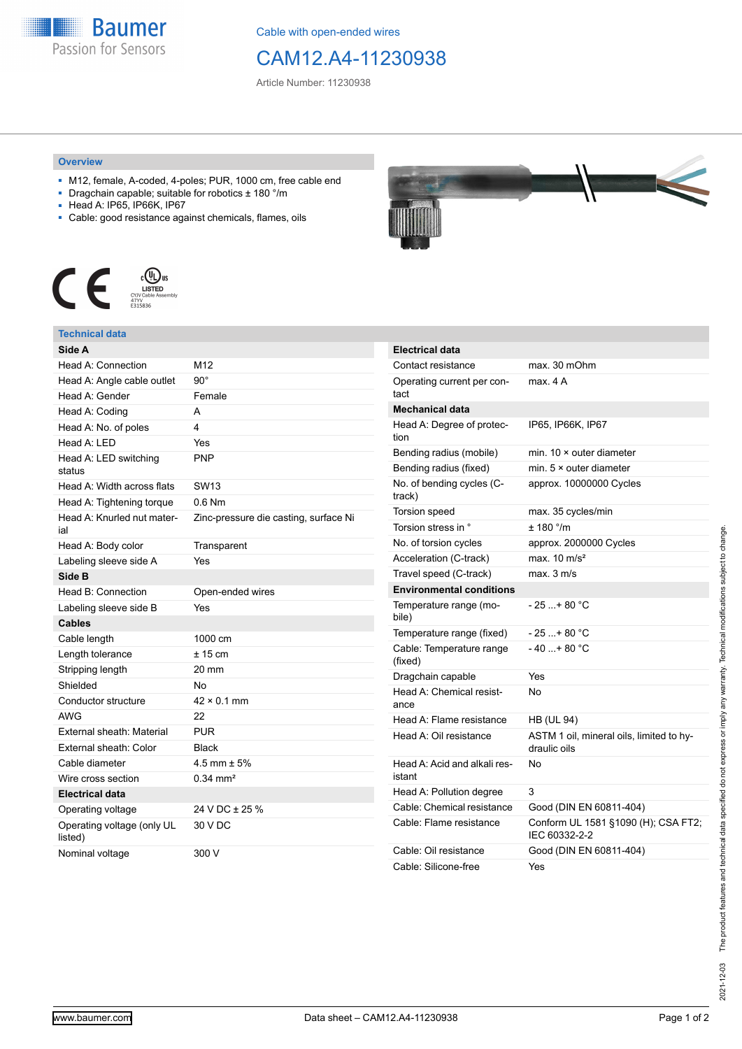Cable with open-ended wires

# CAM12.A4-11230938

Article Number: 11230938

## Overview

- M12, female, A-coded, 4-poles; PUR, 1000 cm, free cable end
- Dragchain capable; suitable for robotics ± 180 °/m
- Head A: IP65, IP66K, IP67
- Cable: good resistance against chemicals, flames, oils

## Technical data

| Side A | |
|---|---|
| Head A: Connection | M12 |
| Head A: Angle cable outlet | 90° |
| Head A: Gender | Female |
| Head A: Coding | A |
| Head A: No. of poles | 4 |
| Head A: LED | Yes |
| Head A: LED switching status | PNP |
| Head A: Width across flats | SW13 |
| Head A: Tightening torque | 0.6 Nm |
| Head A: Knurled nut material | Zinc-pressure die casting, surface Ni |
| Head A: Body color | Transparent |
| Labeling sleeve side A | Yes |
| **Side B** | |
| Head B: Connection | Open-ended wires |
| Labeling sleeve side B | Yes |
| **Cables** | |
| Cable length | 1000 cm |
| Length tolerance | ± 15 cm |
| Stripping length | 20 mm |
| Shielded | No |
| Conductor structure | 42 × 0.1 mm |
| AWG | 22 |
| External sheath: Material | PUR |
| External sheath: Color | Black |
| Cable diameter | 4.5 mm ± 5% |
| Wire cross section | 0.34 mm² |
| **Electrical data** | |
| Operating voltage | 24 V DC ± 25 % |
| Operating voltage (only UL listed) | 30 V DC |
| Nominal voltage | 300 V |

| Electrical data | |
|---|---|
| Contact resistance | max. 30 mOhm |
| Operating current per contact | max. 4 A |
| **Mechanical data** | |
| Head A: Degree of protection | IP65, IP66K, IP67 |
| Bending radius (mobile) | min. 10 × outer diameter |
| Bending radius (fixed) | min. 5 × outer diameter |
| No. of bending cycles (C-track) | approx. 10000000 Cycles |
| Torsion speed | max. 35 cycles/min |
| Torsion stress in ° | ± 180 °/m |
| No. of torsion cycles | approx. 2000000 Cycles |
| Acceleration (C-track) | max. 10 m/s² |
| Travel speed (C-track) | max. 3 m/s |
| **Environmental conditions** | |
| Temperature range (mobile) | - 25 ...+ 80 °C |
| Temperature range (fixed) | - 25 ...+ 80 °C |
| Cable: Temperature range (fixed) | - 40 ...+ 80 °C |
| Dragchain capable | Yes |
| Head A: Chemical resistance | No |
| Head A: Flame resistance | HB (UL 94) |
| Head A: Oil resistance | ASTM 1 oil, mineral oils, limited to hydraulic oils |
| Head A: Acid and alkali resistant | No |
| Head A: Pollution degree | 3 |
| Cable: Chemical resistance | Good (DIN EN 60811-404) |
| Cable: Flame resistance | Conform UL 1581 §1090 (H); CSA FT2; IEC 60332-2-2 |
| Cable: Oil resistance | Good (DIN EN 60811-404) |
| Cable: Silicone-free | Yes |

2021-12-03 The product features and technical data specified do not express or imply any warranty. Technical modifications subject to change.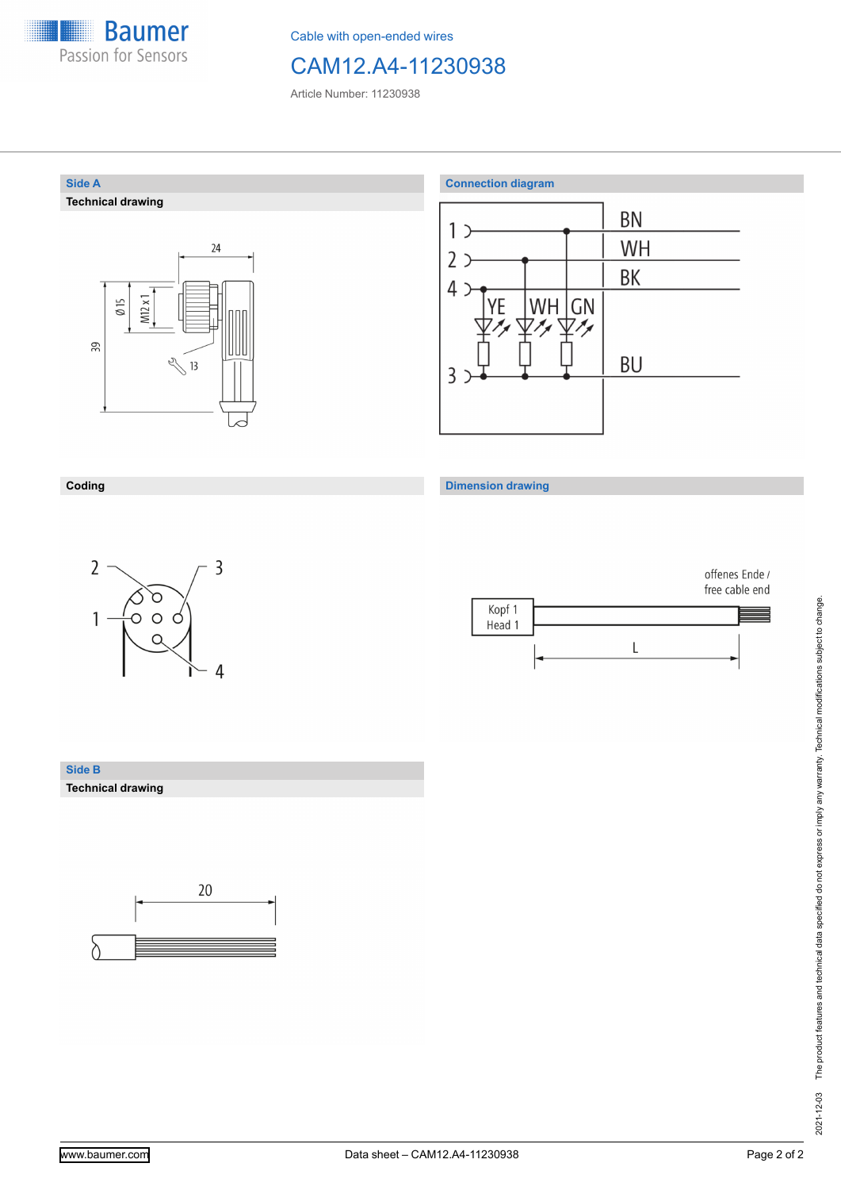Cable with open-ended wires

# CAM12.A4-11230938

Article Number: 11230938

## Side A

### Technical drawing

24

Ø 15

M12 x 1

39

13

## Connection diagram

1 BN

2 WH

4 BK

YE WH GN

3 BU

### Coding

2 3

1

4

## Dimension drawing

offenes Ende / free cable end

Kopf 1 Head 1

L

## Side B

### Technical drawing

20

The product features and technical data specified do not express or imply any warranty. Technical modifications subject to change.

2021-12-03

www.baumer.com

Data sheet – CAM12.A4-11230938